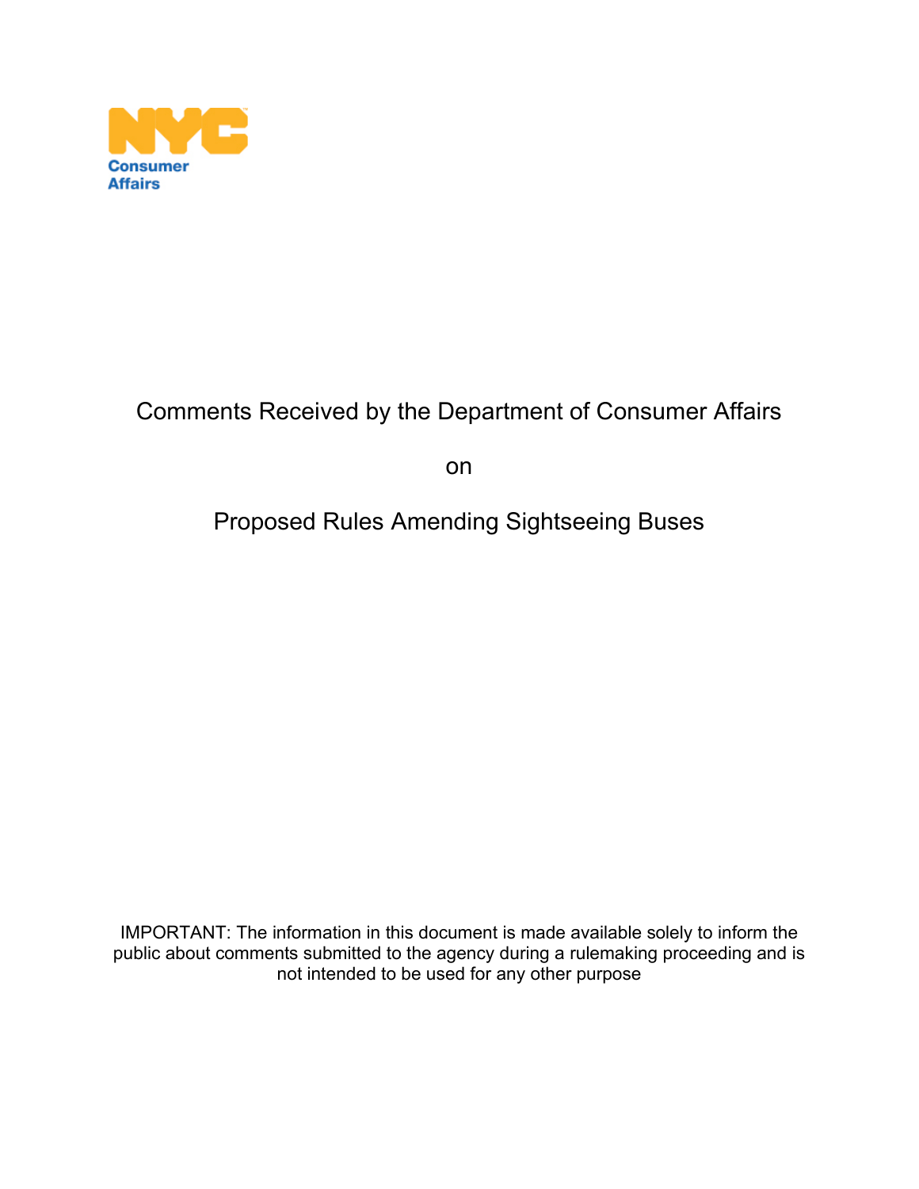NYC Consumer Affairs

# Comments Received by the Department of Consumer Affairs

on

# Proposed Rules Amending Sightseeing Buses

IMPORTANT: The information in this document is made available solely to inform the public about comments submitted to the agency during a rulemaking proceeding and is not intended to be used for any other purpose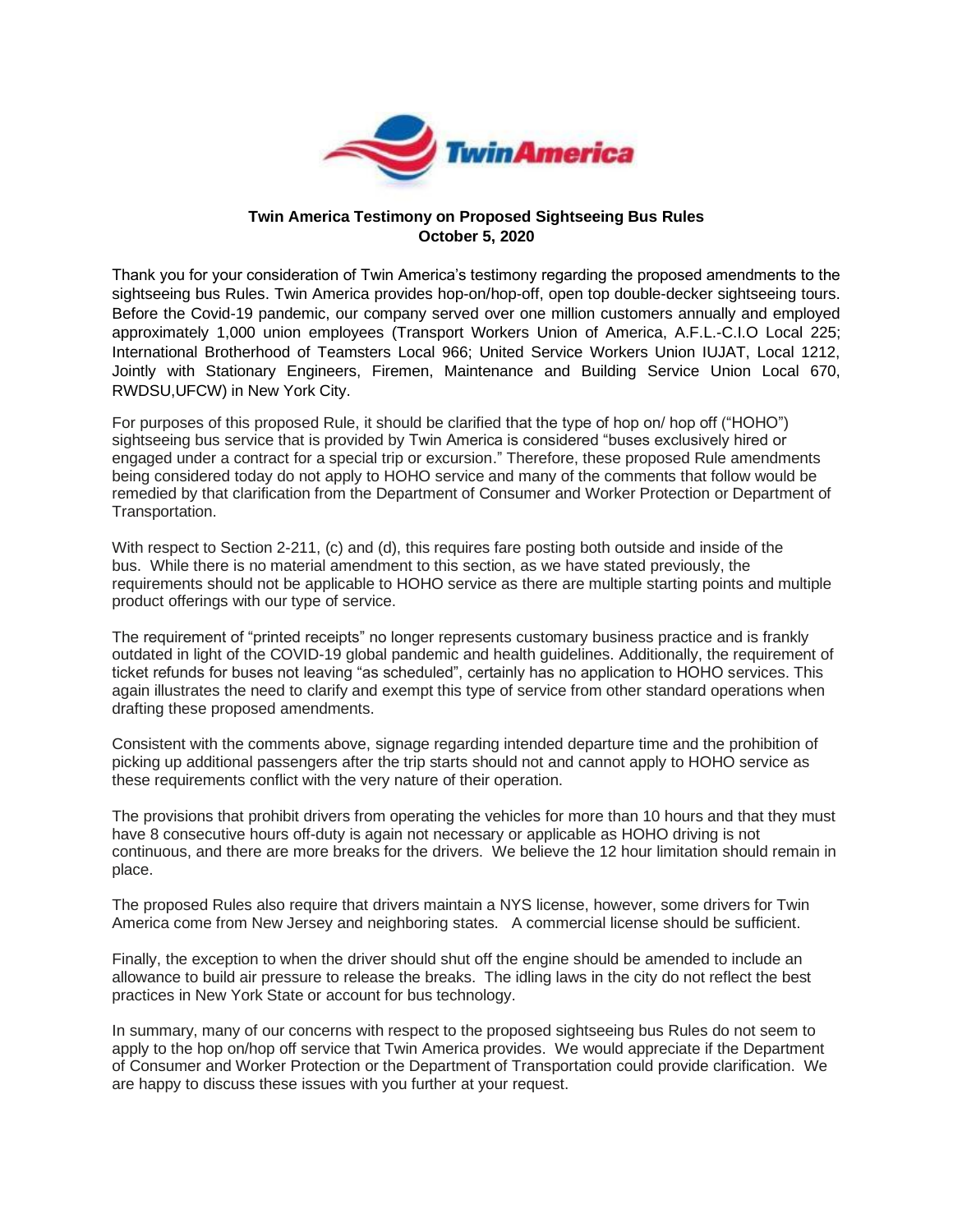**Twin America Testimony on Proposed Sightseeing Bus Rules**
**October 5, 2020**

Thank you for your consideration of Twin America's testimony regarding the proposed amendments to the sightseeing bus Rules. Twin America provides hop-on/hop-off, open top double-decker sightseeing tours. Before the Covid-19 pandemic, our company served over one million customers annually and employed approximately 1,000 union employees (Transport Workers Union of America, A.F.L.-C.I.O Local 225; International Brotherhood of Teamsters Local 966; United Service Workers Union IUJAT, Local 1212, Jointly with Stationary Engineers, Firemen, Maintenance and Building Service Union Local 670, RWDSU,UFCW) in New York City.

For purposes of this proposed Rule, it should be clarified that the type of hop on/ hop off ("HOHO") sightseeing bus service that is provided by Twin America is considered "buses exclusively hired or engaged under a contract for a special trip or excursion." Therefore, these proposed Rule amendments being considered today do not apply to HOHO service and many of the comments that follow would be remedied by that clarification from the Department of Consumer and Worker Protection or Department of Transportation.

With respect to Section 2-211, (c) and (d), this requires fare posting both outside and inside of the bus. While there is no material amendment to this section, as we have stated previously, the requirements should not be applicable to HOHO service as there are multiple starting points and multiple product offerings with our type of service.

The requirement of "printed receipts" no longer represents customary business practice and is frankly outdated in light of the COVID-19 global pandemic and health guidelines. Additionally, the requirement of ticket refunds for buses not leaving "as scheduled", certainly has no application to HOHO services. This again illustrates the need to clarify and exempt this type of service from other standard operations when drafting these proposed amendments.

Consistent with the comments above, signage regarding intended departure time and the prohibition of picking up additional passengers after the trip starts should not and cannot apply to HOHO service as these requirements conflict with the very nature of their operation.

The provisions that prohibit drivers from operating the vehicles for more than 10 hours and that they must have 8 consecutive hours off-duty is again not necessary or applicable as HOHO driving is not continuous, and there are more breaks for the drivers. We believe the 12 hour limitation should remain in place.

The proposed Rules also require that drivers maintain a NYS license, however, some drivers for Twin America come from New Jersey and neighboring states. A commercial license should be sufficient.

Finally, the exception to when the driver should shut off the engine should be amended to include an allowance to build air pressure to release the breaks. The idling laws in the city do not reflect the best practices in New York State or account for bus technology.

In summary, many of our concerns with respect to the proposed sightseeing bus Rules do not seem to apply to the hop on/hop off service that Twin America provides. We would appreciate if the Department of Consumer and Worker Protection or the Department of Transportation could provide clarification. We are happy to discuss these issues with you further at your request.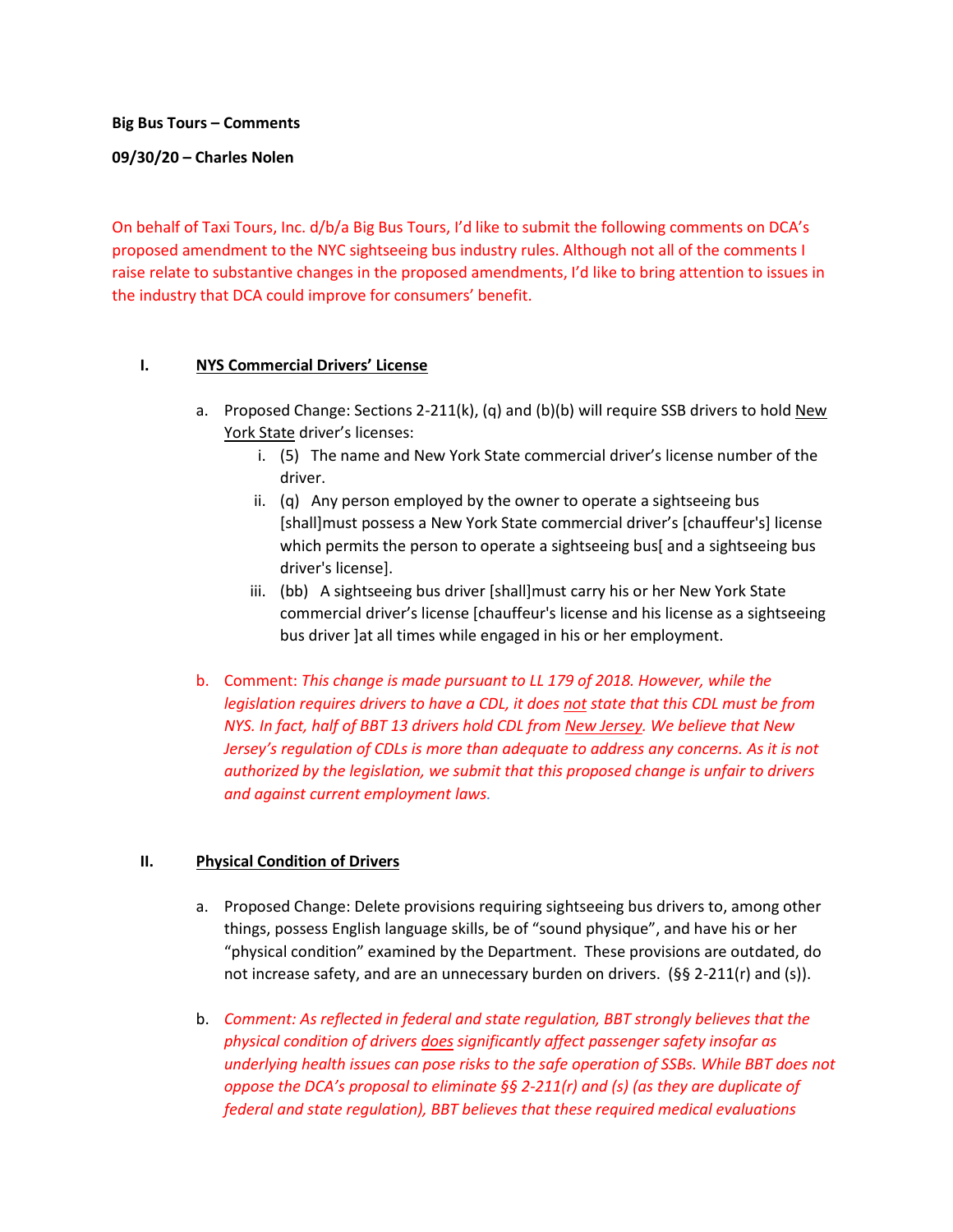**Big Bus Tours – Comments**

**09/30/20 – Charles Nolen**

On behalf of Taxi Tours, Inc. d/b/a Big Bus Tours, I'd like to submit the following comments on DCA's proposed amendment to the NYC sightseeing bus industry rules. Although not all of the comments I raise relate to substantive changes in the proposed amendments, I'd like to bring attention to issues in the industry that DCA could improve for consumers' benefit.

## I. NYS Commercial Drivers' License

a. Proposed Change: Sections 2-211(k), (q) and (b)(b) will require SSB drivers to hold New York State driver's licenses:

   i. (5) The name and New York State commercial driver's license number of the driver.

   ii. (q) Any person employed by the owner to operate a sightseeing bus [shall]must possess a New York State commercial driver's [chauffeur's] license which permits the person to operate a sightseeing bus[ and a sightseeing bus driver's license].

   iii. (bb) A sightseeing bus driver [shall]must carry his or her New York State commercial driver's license [chauffeur's license and his license as a sightseeing bus driver ]at all times while engaged in his or her employment.

b. Comment: *This change is made pursuant to LL 179 of 2018. However, while the legislation requires drivers to have a CDL, it does not state that this CDL must be from NYS. In fact, half of BBT 13 drivers hold CDL from New Jersey. We believe that New Jersey's regulation of CDLs is more than adequate to address any concerns. As it is not authorized by the legislation, we submit that this proposed change is unfair to drivers and against current employment laws.*

## II. Physical Condition of Drivers

a. Proposed Change: Delete provisions requiring sightseeing bus drivers to, among other things, possess English language skills, be of "sound physique", and have his or her "physical condition" examined by the Department. These provisions are outdated, do not increase safety, and are an unnecessary burden on drivers. (§§ 2-211(r) and (s)).

b. *Comment: As reflected in federal and state regulation, BBT strongly believes that the physical condition of drivers does significantly affect passenger safety insofar as underlying health issues can pose risks to the safe operation of SSBs. While BBT does not oppose the DCA's proposal to eliminate §§ 2-211(r) and (s) (as they are duplicate of federal and state regulation), BBT believes that these required medical evaluations*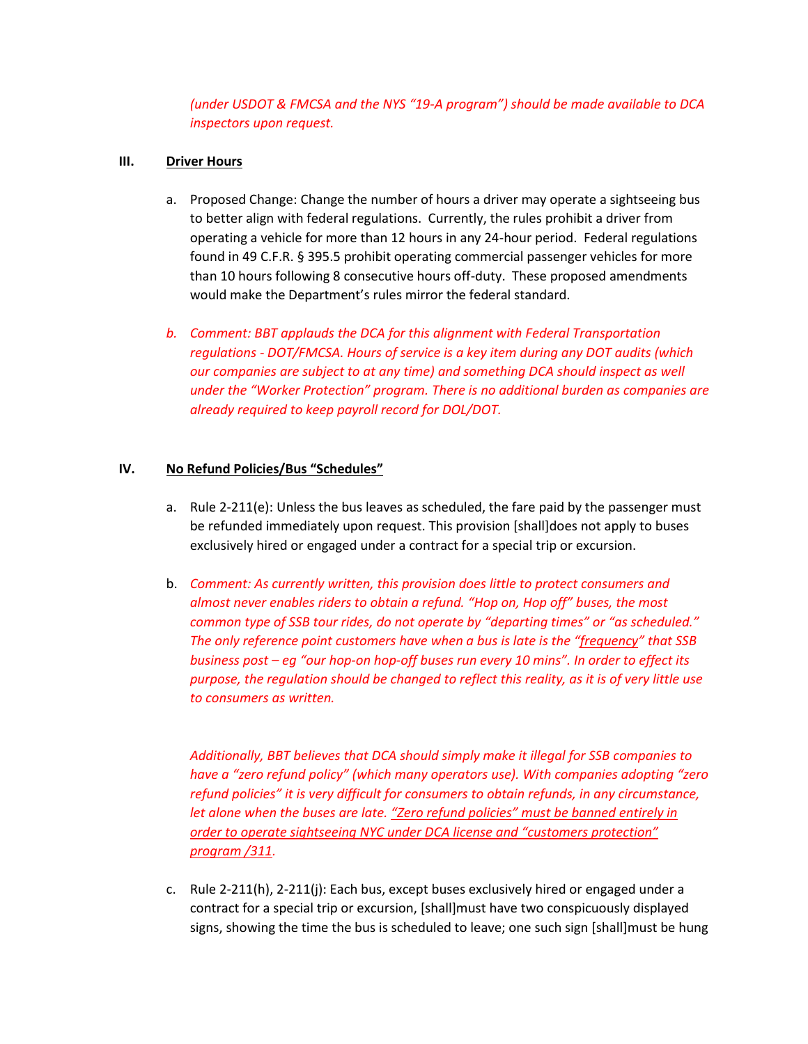*(under USDOT & FMCSA and the NYS "19-A program") should be made available to DCA inspectors upon request.*

## III. Driver Hours

a. Proposed Change: Change the number of hours a driver may operate a sightseeing bus to better align with federal regulations. Currently, the rules prohibit a driver from operating a vehicle for more than 12 hours in any 24-hour period. Federal regulations found in 49 C.F.R. § 395.5 prohibit operating commercial passenger vehicles for more than 10 hours following 8 consecutive hours off-duty. These proposed amendments would make the Department's rules mirror the federal standard.

*b. Comment: BBT applauds the DCA for this alignment with Federal Transportation regulations - DOT/FMCSA. Hours of service is a key item during any DOT audits (which our companies are subject to at any time) and something DCA should inspect as well under the "Worker Protection" program. There is no additional burden as companies are already required to keep payroll record for DOL/DOT.*

## IV. No Refund Policies/Bus "Schedules"

a. Rule 2-211(e): Unless the bus leaves as scheduled, the fare paid by the passenger must be refunded immediately upon request. This provision [shall]does not apply to buses exclusively hired or engaged under a contract for a special trip or excursion.

b. *Comment: As currently written, this provision does little to protect consumers and almost never enables riders to obtain a refund. "Hop on, Hop off" buses, the most common type of SSB tour rides, do not operate by "departing times" or "as scheduled." The only reference point customers have when a bus is late is the "frequency" that SSB business post – eg "our hop-on hop-off buses run every 10 mins". In order to effect its purpose, the regulation should be changed to reflect this reality, as it is of very little use to consumers as written.*

*Additionally, BBT believes that DCA should simply make it illegal for SSB companies to have a "zero refund policy" (which many operators use). With companies adopting "zero refund policies" it is very difficult for consumers to obtain refunds, in any circumstance, let alone when the buses are late. "Zero refund policies" must be banned entirely in order to operate sightseeing NYC under DCA license and "customers protection" program /311.*

c. Rule 2-211(h), 2-211(j): Each bus, except buses exclusively hired or engaged under a contract for a special trip or excursion, [shall]must have two conspicuously displayed signs, showing the time the bus is scheduled to leave; one such sign [shall]must be hung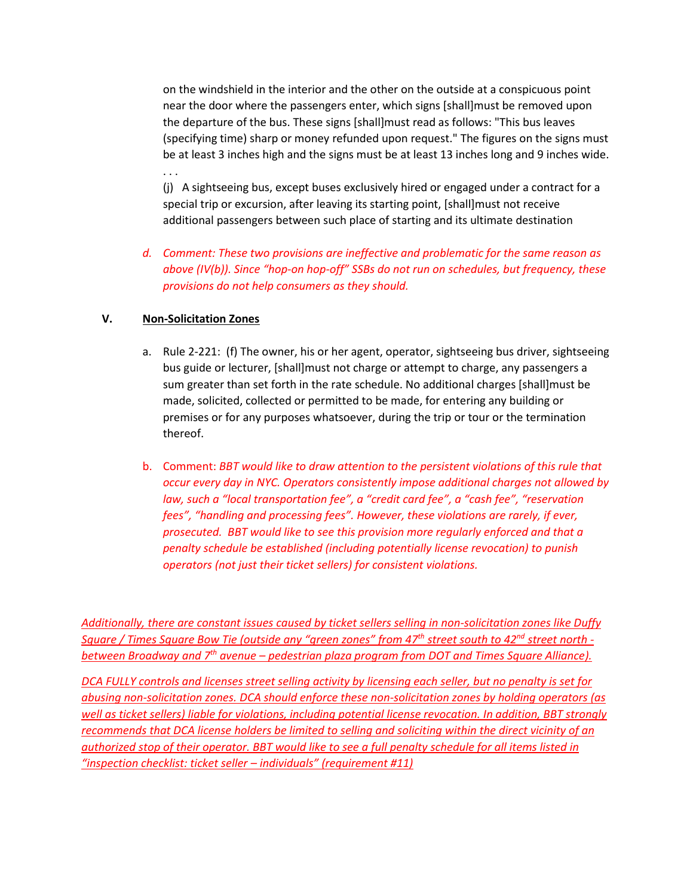on the windshield in the interior and the other on the outside at a conspicuous point near the door where the passengers enter, which signs [shall]must be removed upon the departure of the bus. These signs [shall]must read as follows: "This bus leaves (specifying time) sharp or money refunded upon request." The figures on the signs must be at least 3 inches high and the signs must be at least 13 inches long and 9 inches wide.
. . .
(j) A sightseeing bus, except buses exclusively hired or engaged under a contract for a special trip or excursion, after leaving its starting point, [shall]must not receive additional passengers between such place of starting and its ultimate destination

d. *Comment: These two provisions are ineffective and problematic for the same reason as above (IV(b)). Since "hop-on hop-off" SSBs do not run on schedules, but frequency, these provisions do not help consumers as they should.*

## V. Non-Solicitation Zones

a. Rule 2-221: (f) The owner, his or her agent, operator, sightseeing bus driver, sightseeing bus guide or lecturer, [shall]must not charge or attempt to charge, any passengers a sum greater than set forth in the rate schedule. No additional charges [shall]must be made, solicited, collected or permitted to be made, for entering any building or premises or for any purposes whatsoever, during the trip or tour or the termination thereof.

b. Comment: *BBT would like to draw attention to the persistent violations of this rule that occur every day in NYC. Operators consistently impose additional charges not allowed by law, such a "local transportation fee", a "credit card fee", a "cash fee", "reservation fees", "handling and processing fees". However, these violations are rarely, if ever, prosecuted. BBT would like to see this provision more regularly enforced and that a penalty schedule be established (including potentially license revocation) to punish operators (not just their ticket sellers) for consistent violations.*

*Additionally, there are constant issues caused by ticket sellers selling in non-solicitation zones like Duffy Square / Times Square Bow Tie (outside any "green zones" from 47th street south to 42nd street north - between Broadway and 7th avenue – pedestrian plaza program from DOT and Times Square Alliance).*

*DCA FULLY controls and licenses street selling activity by licensing each seller, but no penalty is set for abusing non-solicitation zones. DCA should enforce these non-solicitation zones by holding operators (as well as ticket sellers) liable for violations, including potential license revocation. In addition, BBT strongly recommends that DCA license holders be limited to selling and soliciting within the direct vicinity of an authorized stop of their operator. BBT would like to see a full penalty schedule for all items listed in "inspection checklist: ticket seller – individuals" (requirement #11)*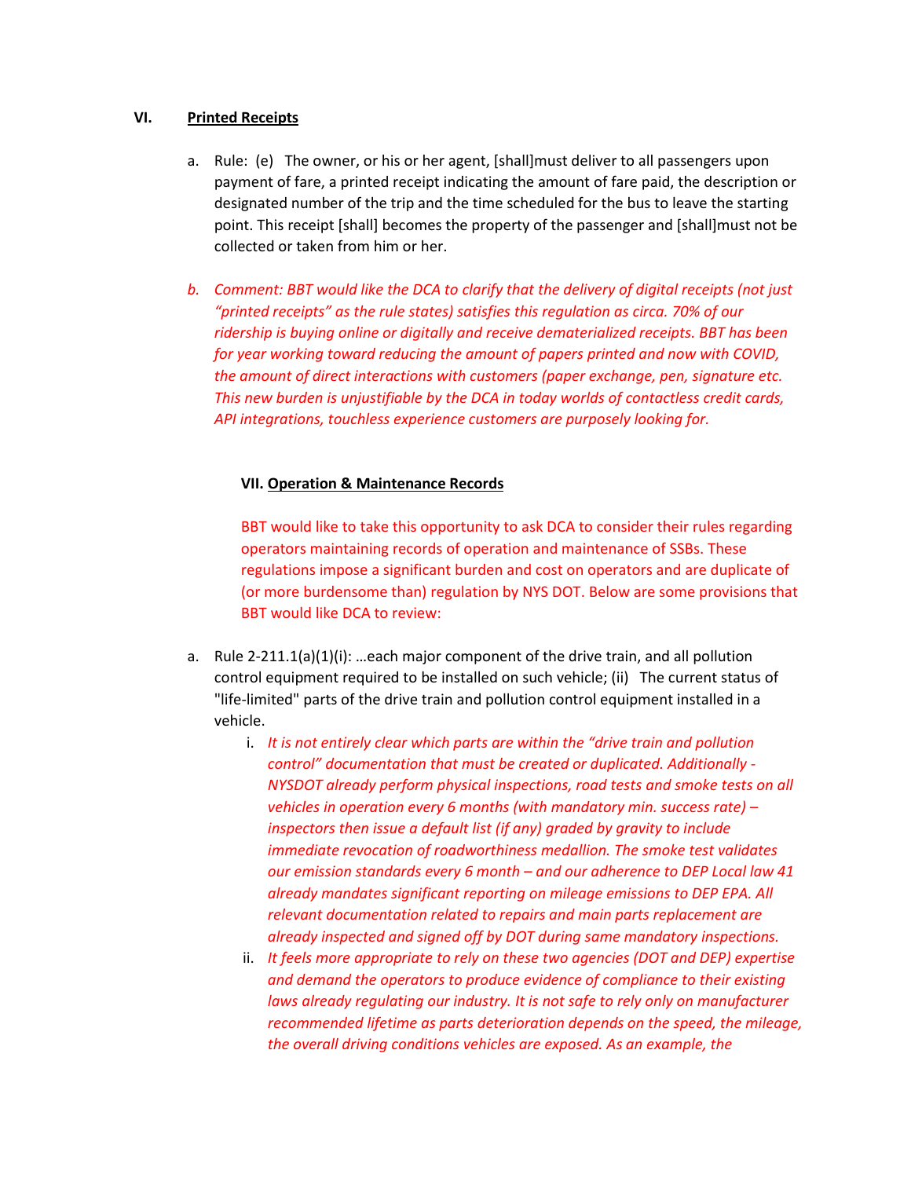## VI. Printed Receipts

a. Rule: (e) The owner, or his or her agent, [shall]must deliver to all passengers upon payment of fare, a printed receipt indicating the amount of fare paid, the description or designated number of the trip and the time scheduled for the bus to leave the starting point. This receipt [shall] becomes the property of the passenger and [shall]must not be collected or taken from him or her.

b. *Comment: BBT would like the DCA to clarify that the delivery of digital receipts (not just "printed receipts" as the rule states) satisfies this regulation as circa. 70% of our ridership is buying online or digitally and receive dematerialized receipts. BBT has been for year working toward reducing the amount of papers printed and now with COVID, the amount of direct interactions with customers (paper exchange, pen, signature etc. This new burden is unjustifiable by the DCA in today worlds of contactless credit cards, API integrations, touchless experience customers are purposely looking for.*

### VII. Operation & Maintenance Records

BBT would like to take this opportunity to ask DCA to consider their rules regarding operators maintaining records of operation and maintenance of SSBs. These regulations impose a significant burden and cost on operators and are duplicate of (or more burdensome than) regulation by NYS DOT. Below are some provisions that BBT would like DCA to review:

a. Rule 2-211.1(a)(1)(i): …each major component of the drive train, and all pollution control equipment required to be installed on such vehicle; (ii) The current status of "life-limited" parts of the drive train and pollution control equipment installed in a vehicle.

   i. *It is not entirely clear which parts are within the "drive train and pollution control" documentation that must be created or duplicated. Additionally - NYSDOT already perform physical inspections, road tests and smoke tests on all vehicles in operation every 6 months (with mandatory min. success rate) – inspectors then issue a default list (if any) graded by gravity to include immediate revocation of roadworthiness medallion. The smoke test validates our emission standards every 6 month – and our adherence to DEP Local law 41 already mandates significant reporting on mileage emissions to DEP EPA. All relevant documentation related to repairs and main parts replacement are already inspected and signed off by DOT during same mandatory inspections.*

   ii. *It feels more appropriate to rely on these two agencies (DOT and DEP) expertise and demand the operators to produce evidence of compliance to their existing laws already regulating our industry. It is not safe to rely only on manufacturer recommended lifetime as parts deterioration depends on the speed, the mileage, the overall driving conditions vehicles are exposed. As an example, the*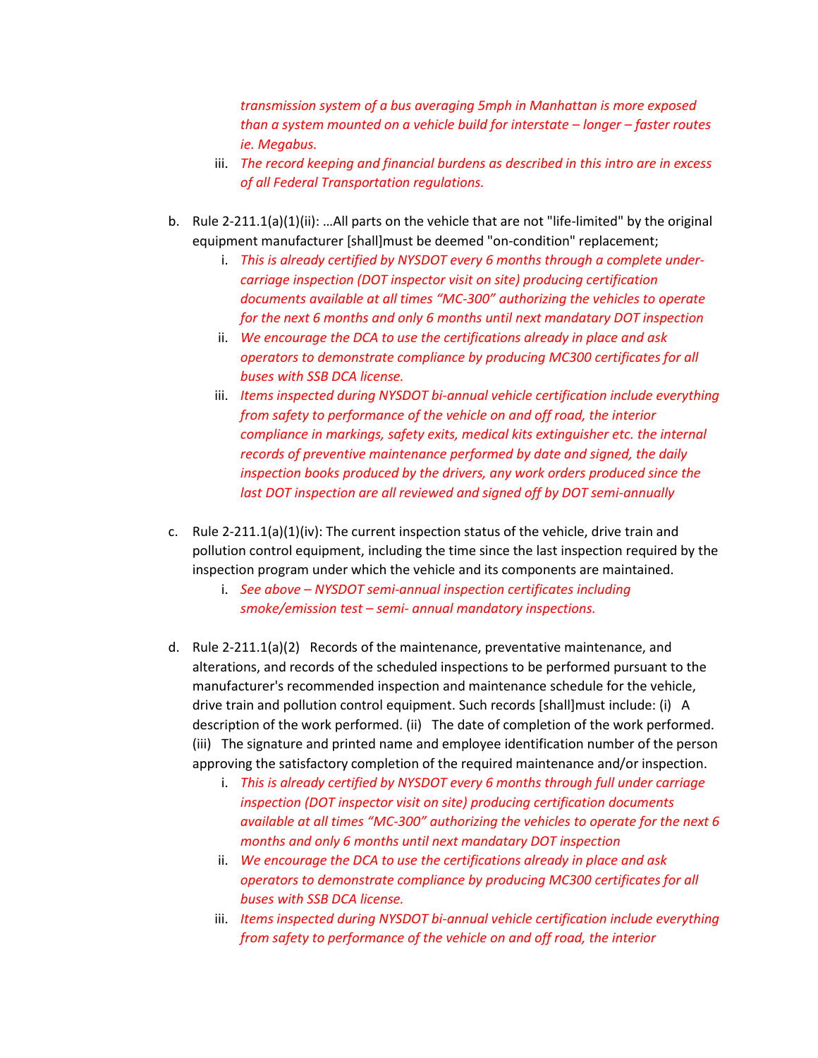*transmission system of a bus averaging 5mph in Manhattan is more exposed than a system mounted on a vehicle build for interstate – longer – faster routes ie. Megabus.*

    iii. *The record keeping and financial burdens as described in this intro are in excess of all Federal Transportation regulations.*

b. Rule 2-211.1(a)(1)(ii): …All parts on the vehicle that are not "life-limited" by the original equipment manufacturer [shall]must be deemed "on-condition" replacement;

    i. *This is already certified by NYSDOT every 6 months through a complete under-carriage inspection (DOT inspector visit on site) producing certification documents available at all times "MC-300" authorizing the vehicles to operate for the next 6 months and only 6 months until next mandatory DOT inspection*

    ii. *We encourage the DCA to use the certifications already in place and ask operators to demonstrate compliance by producing MC300 certificates for all buses with SSB DCA license.*

    iii. *Items inspected during NYSDOT bi-annual vehicle certification include everything from safety to performance of the vehicle on and off road, the interior compliance in markings, safety exits, medical kits extinguisher etc. the internal records of preventive maintenance performed by date and signed, the daily inspection books produced by the drivers, any work orders produced since the last DOT inspection are all reviewed and signed off by DOT semi-annually*

c. Rule 2-211.1(a)(1)(iv): The current inspection status of the vehicle, drive train and pollution control equipment, including the time since the last inspection required by the inspection program under which the vehicle and its components are maintained.

    i. *See above – NYSDOT semi-annual inspection certificates including smoke/emission test – semi- annual mandatory inspections.*

d. Rule 2-211.1(a)(2) Records of the maintenance, preventative maintenance, and alterations, and records of the scheduled inspections to be performed pursuant to the manufacturer's recommended inspection and maintenance schedule for the vehicle, drive train and pollution control equipment. Such records [shall]must include: (i) A description of the work performed. (ii) The date of completion of the work performed. (iii) The signature and printed name and employee identification number of the person approving the satisfactory completion of the required maintenance and/or inspection.

    i. *This is already certified by NYSDOT every 6 months through full under carriage inspection (DOT inspector visit on site) producing certification documents available at all times "MC-300" authorizing the vehicles to operate for the next 6 months and only 6 months until next mandatory DOT inspection*

    ii. *We encourage the DCA to use the certifications already in place and ask operators to demonstrate compliance by producing MC300 certificates for all buses with SSB DCA license.*

    iii. *Items inspected during NYSDOT bi-annual vehicle certification include everything from safety to performance of the vehicle on and off road, the interior*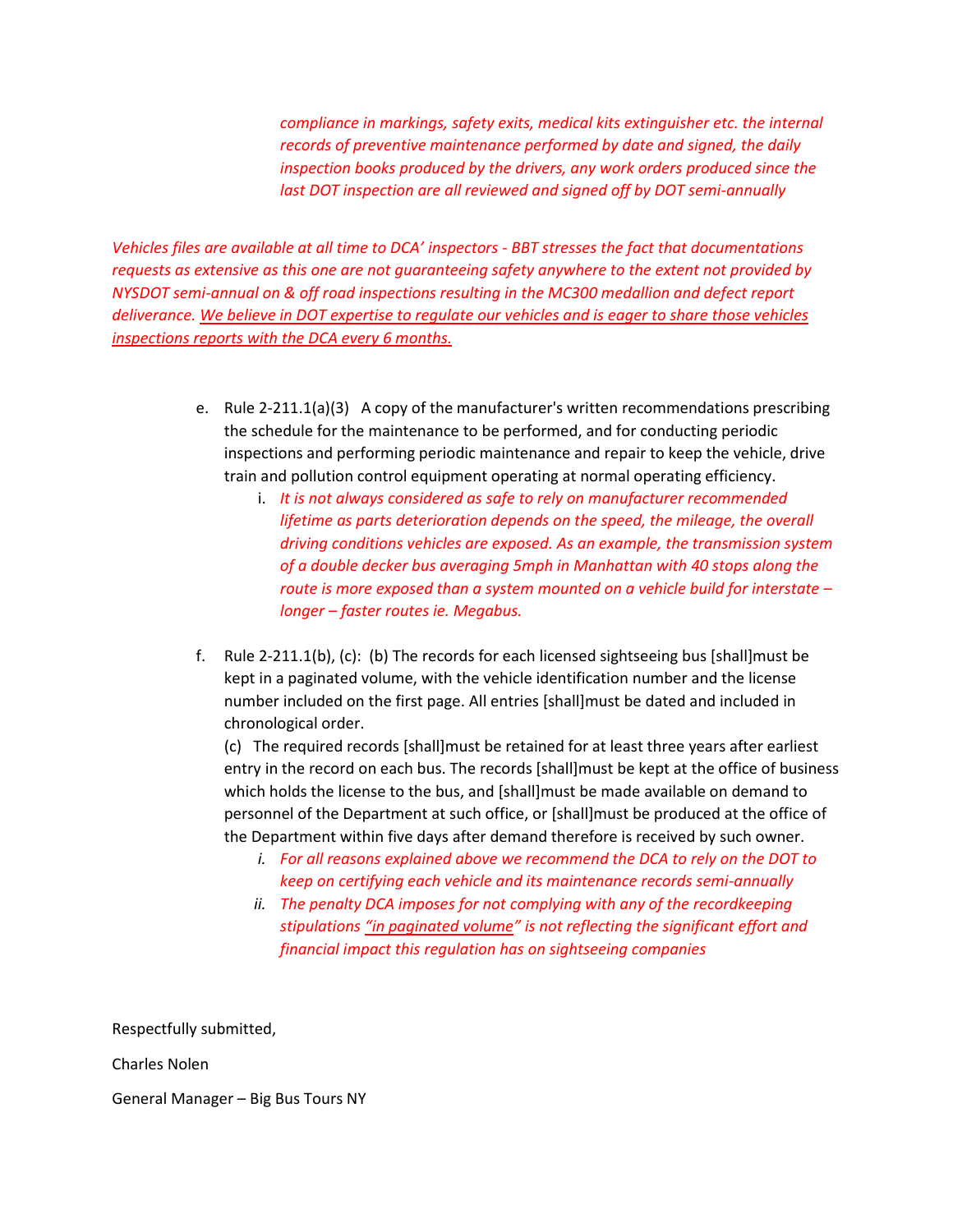*compliance in markings, safety exits, medical kits extinguisher etc. the internal records of preventive maintenance performed by date and signed, the daily inspection books produced by the drivers, any work orders produced since the last DOT inspection are all reviewed and signed off by DOT semi-annually*

*Vehicles files are available at all time to DCA' inspectors - BBT stresses the fact that documentations requests as extensive as this one are not guaranteeing safety anywhere to the extent not provided by NYSDOT semi-annual on & off road inspections resulting in the MC300 medallion and defect report deliverance. <u>We believe in DOT expertise to regulate our vehicles and is eager to share those vehicles inspections reports with the DCA every 6 months.</u>*

e. Rule 2-211.1(a)(3) A copy of the manufacturer's written recommendations prescribing the schedule for the maintenance to be performed, and for conducting periodic inspections and performing periodic maintenance and repair to keep the vehicle, drive train and pollution control equipment operating at normal operating efficiency.
   i. *It is not always considered as safe to rely on manufacturer recommended lifetime as parts deterioration depends on the speed, the mileage, the overall driving conditions vehicles are exposed. As an example, the transmission system of a double decker bus averaging 5mph in Manhattan with 40 stops along the route is more exposed than a system mounted on a vehicle build for interstate – longer – faster routes ie. Megabus.*

f. Rule 2-211.1(b), (c): (b) The records for each licensed sightseeing bus [shall]must be kept in a paginated volume, with the vehicle identification number and the license number included on the first page. All entries [shall]must be dated and included in chronological order.
   (c) The required records [shall]must be retained for at least three years after earliest entry in the record on each bus. The records [shall]must be kept at the office of business which holds the license to the bus, and [shall]must be made available on demand to personnel of the Department at such office, or [shall]must be produced at the office of the Department within five days after demand therefore is received by such owner.
   i. *For all reasons explained above we recommend the DCA to rely on the DOT to keep on certifying each vehicle and its maintenance records semi-annually*
   ii. *The penalty DCA imposes for not complying with any of the recordkeeping stipulations <u>"in paginated volume"</u> is not reflecting the significant effort and financial impact this regulation has on sightseeing companies*

Respectfully submitted,

Charles Nolen

General Manager – Big Bus Tours NY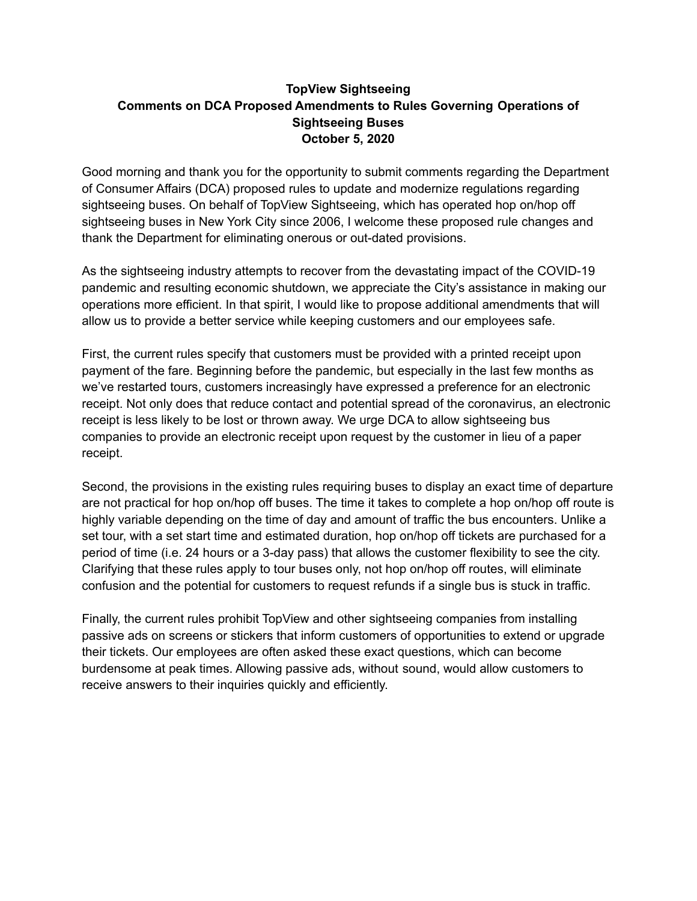**TopView Sightseeing**
**Comments on DCA Proposed Amendments to Rules Governing Operations of Sightseeing Buses**
**October 5, 2020**

Good morning and thank you for the opportunity to submit comments regarding the Department of Consumer Affairs (DCA) proposed rules to update and modernize regulations regarding sightseeing buses. On behalf of TopView Sightseeing, which has operated hop on/hop off sightseeing buses in New York City since 2006, I welcome these proposed rule changes and thank the Department for eliminating onerous or out-dated provisions.

As the sightseeing industry attempts to recover from the devastating impact of the COVID-19 pandemic and resulting economic shutdown, we appreciate the City's assistance in making our operations more efficient. In that spirit, I would like to propose additional amendments that will allow us to provide a better service while keeping customers and our employees safe.

First, the current rules specify that customers must be provided with a printed receipt upon payment of the fare. Beginning before the pandemic, but especially in the last few months as we've restarted tours, customers increasingly have expressed a preference for an electronic receipt. Not only does that reduce contact and potential spread of the coronavirus, an electronic receipt is less likely to be lost or thrown away. We urge DCA to allow sightseeing bus companies to provide an electronic receipt upon request by the customer in lieu of a paper receipt.

Second, the provisions in the existing rules requiring buses to display an exact time of departure are not practical for hop on/hop off buses. The time it takes to complete a hop on/hop off route is highly variable depending on the time of day and amount of traffic the bus encounters. Unlike a set tour, with a set start time and estimated duration, hop on/hop off tickets are purchased for a period of time (i.e. 24 hours or a 3-day pass) that allows the customer flexibility to see the city. Clarifying that these rules apply to tour buses only, not hop on/hop off routes, will eliminate confusion and the potential for customers to request refunds if a single bus is stuck in traffic.

Finally, the current rules prohibit TopView and other sightseeing companies from installing passive ads on screens or stickers that inform customers of opportunities to extend or upgrade their tickets. Our employees are often asked these exact questions, which can become burdensome at peak times. Allowing passive ads, without sound, would allow customers to receive answers to their inquiries quickly and efficiently.